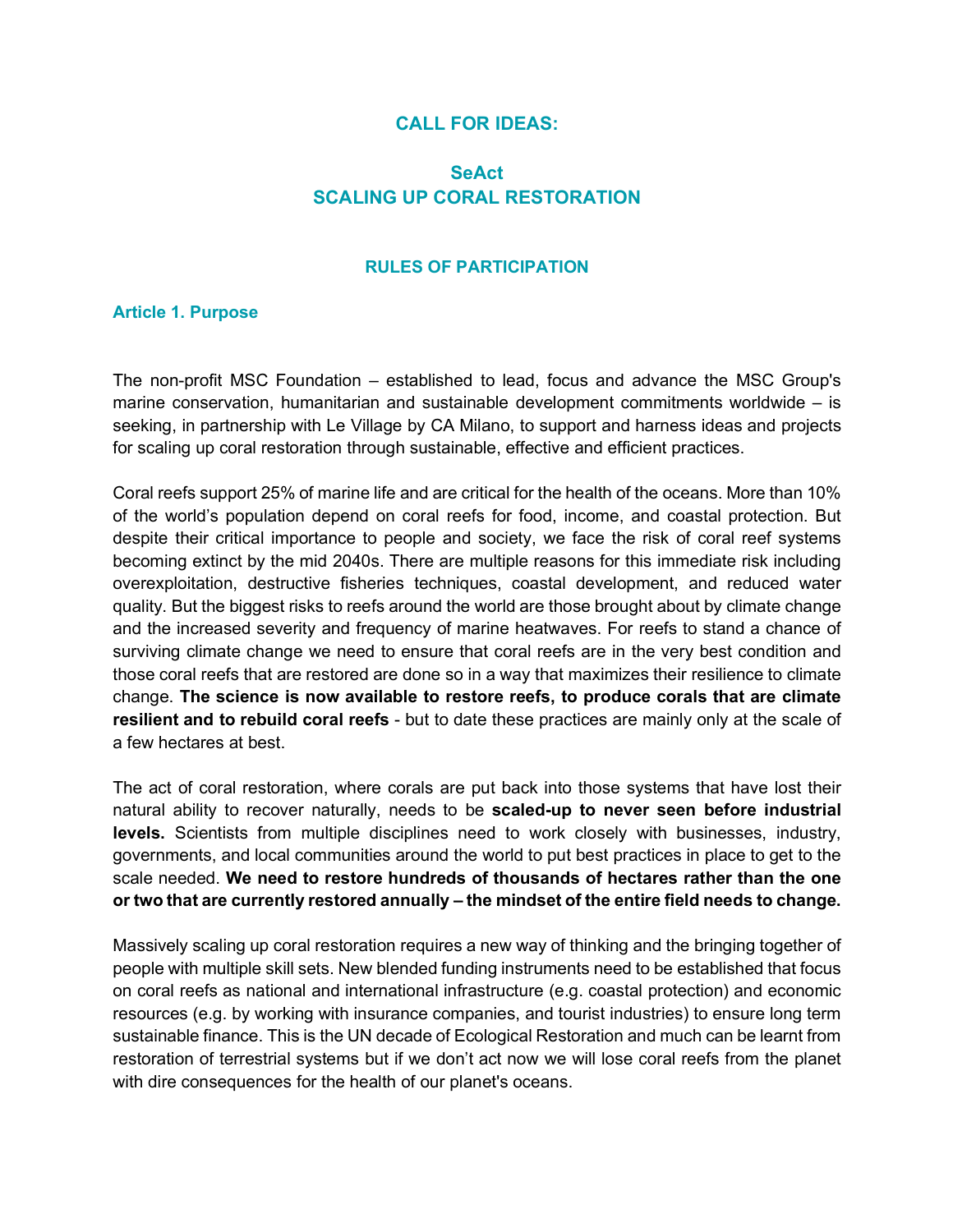# CALL FOR IDEAS:

# SeAct
# SCALING UP CORAL RESTORATION

## RULES OF PARTICIPATION

### Article 1. Purpose

The non-profit MSC Foundation – established to lead, focus and advance the MSC Group's marine conservation, humanitarian and sustainable development commitments worldwide – is seeking, in partnership with Le Village by CA Milano, to support and harness ideas and projects for scaling up coral restoration through sustainable, effective and efficient practices.

Coral reefs support 25% of marine life and are critical for the health of the oceans. More than 10% of the world's population depend on coral reefs for food, income, and coastal protection. But despite their critical importance to people and society, we face the risk of coral reef systems becoming extinct by the mid 2040s. There are multiple reasons for this immediate risk including overexploitation, destructive fisheries techniques, coastal development, and reduced water quality. But the biggest risks to reefs around the world are those brought about by climate change and the increased severity and frequency of marine heatwaves. For reefs to stand a chance of surviving climate change we need to ensure that coral reefs are in the very best condition and those coral reefs that are restored are done so in a way that maximizes their resilience to climate change. **The science is now available to restore reefs, to produce corals that are climate resilient and to rebuild coral reefs** - but to date these practices are mainly only at the scale of a few hectares at best.

The act of coral restoration, where corals are put back into those systems that have lost their natural ability to recover naturally, needs to be **scaled-up to never seen before industrial levels.** Scientists from multiple disciplines need to work closely with businesses, industry, governments, and local communities around the world to put best practices in place to get to the scale needed. **We need to restore hundreds of thousands of hectares rather than the one or two that are currently restored annually – the mindset of the entire field needs to change.**

Massively scaling up coral restoration requires a new way of thinking and the bringing together of people with multiple skill sets. New blended funding instruments need to be established that focus on coral reefs as national and international infrastructure (e.g. coastal protection) and economic resources (e.g. by working with insurance companies, and tourist industries) to ensure long term sustainable finance. This is the UN decade of Ecological Restoration and much can be learnt from restoration of terrestrial systems but if we don't act now we will lose coral reefs from the planet with dire consequences for the health of our planet's oceans.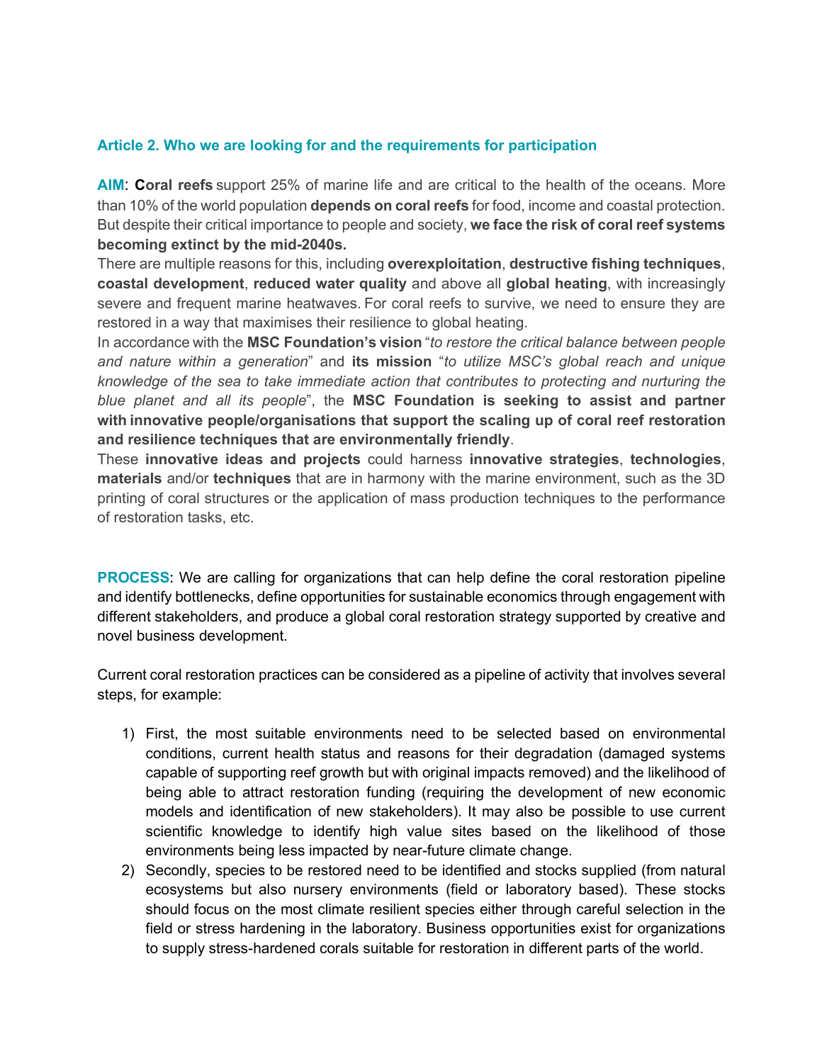## Article 2. Who we are looking for and the requirements for participation

**AIM**: **Coral reefs** support 25% of marine life and are critical to the health of the oceans. More than 10% of the world population **depends on coral reefs** for food, income and coastal protection. But despite their critical importance to people and society, **we face the risk of coral reef systems becoming extinct by the mid-2040s.**

There are multiple reasons for this, including **overexploitation**, **destructive fishing techniques**, **coastal development**, **reduced water quality** and above all **global heating**, with increasingly severe and frequent marine heatwaves. For coral reefs to survive, we need to ensure they are restored in a way that maximises their resilience to global heating.

In accordance with the **MSC Foundation's vision** "*to restore the critical balance between people and nature within a generation*" and **its mission** "*to utilize MSC's global reach and unique knowledge of the sea to take immediate action that contributes to protecting and nurturing the blue planet and all its people*", the **MSC Foundation is seeking to assist and partner with innovative people/organisations that support the scaling up of coral reef restoration and resilience techniques that are environmentally friendly**.

These **innovative ideas and projects** could harness **innovative strategies**, **technologies**, **materials** and/or **techniques** that are in harmony with the marine environment, such as the 3D printing of coral structures or the application of mass production techniques to the performance of restoration tasks, etc.

**PROCESS**: We are calling for organizations that can help define the coral restoration pipeline and identify bottlenecks, define opportunities for sustainable economics through engagement with different stakeholders, and produce a global coral restoration strategy supported by creative and novel business development.

Current coral restoration practices can be considered as a pipeline of activity that involves several steps, for example:

1) First, the most suitable environments need to be selected based on environmental conditions, current health status and reasons for their degradation (damaged systems capable of supporting reef growth but with original impacts removed) and the likelihood of being able to attract restoration funding (requiring the development of new economic models and identification of new stakeholders). It may also be possible to use current scientific knowledge to identify high value sites based on the likelihood of those environments being less impacted by near-future climate change.
2) Secondly, species to be restored need to be identified and stocks supplied (from natural ecosystems but also nursery environments (field or laboratory based). These stocks should focus on the most climate resilient species either through careful selection in the field or stress hardening in the laboratory. Business opportunities exist for organizations to supply stress-hardened corals suitable for restoration in different parts of the world.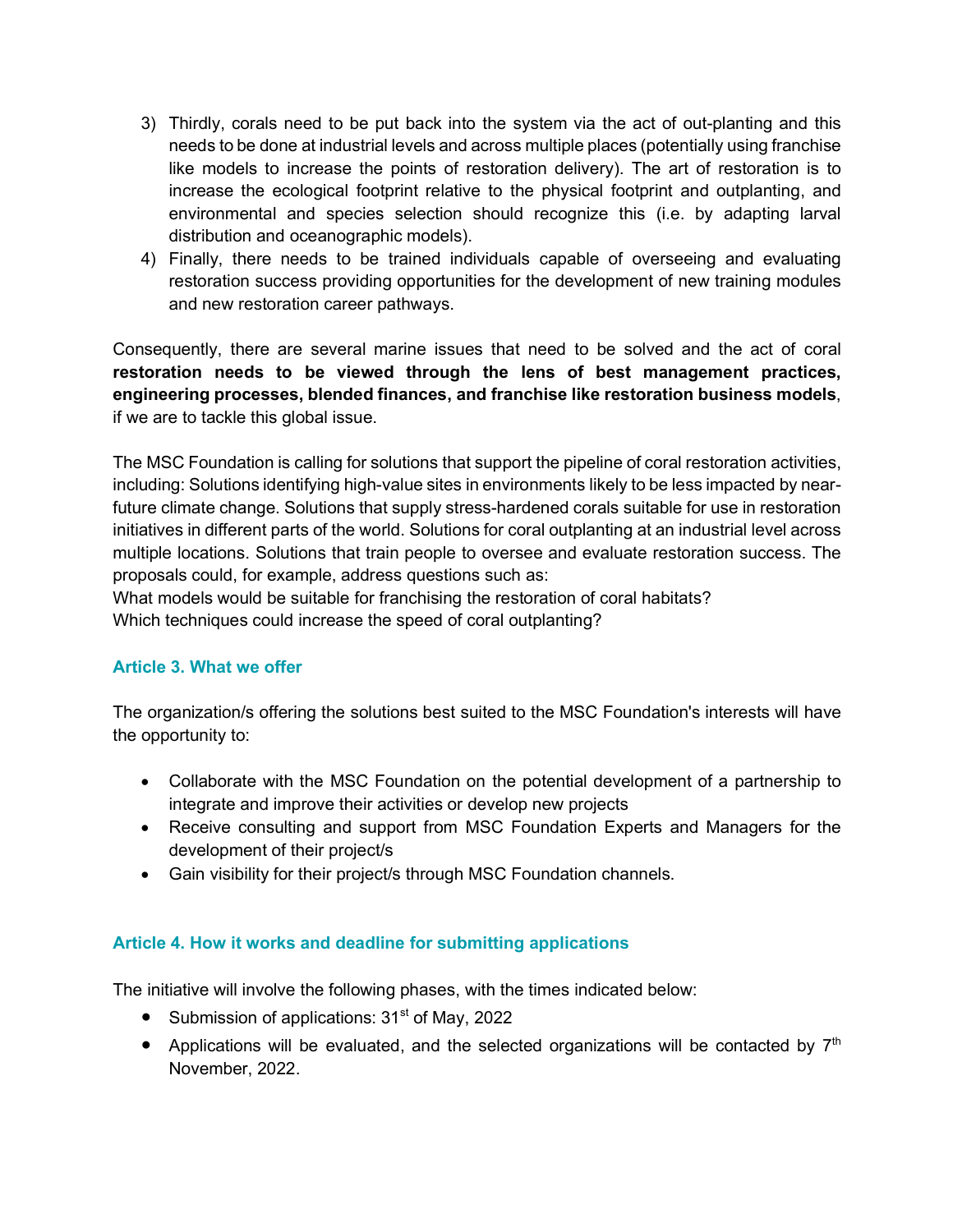3) Thirdly, corals need to be put back into the system via the act of out-planting and this needs to be done at industrial levels and across multiple places (potentially using franchise like models to increase the points of restoration delivery). The art of restoration is to increase the ecological footprint relative to the physical footprint and outplanting, and environmental and species selection should recognize this (i.e. by adapting larval distribution and oceanographic models).
4) Finally, there needs to be trained individuals capable of overseeing and evaluating restoration success providing opportunities for the development of new training modules and new restoration career pathways.

Consequently, there are several marine issues that need to be solved and the act of coral **restoration needs to be viewed through the lens of best management practices, engineering processes, blended finances, and franchise like restoration business models**, if we are to tackle this global issue.

The MSC Foundation is calling for solutions that support the pipeline of coral restoration activities, including: Solutions identifying high-value sites in environments likely to be less impacted by near-future climate change. Solutions that supply stress-hardened corals suitable for use in restoration initiatives in different parts of the world. Solutions for coral outplanting at an industrial level across multiple locations. Solutions that train people to oversee and evaluate restoration success. The proposals could, for example, address questions such as:
What models would be suitable for franchising the restoration of coral habitats?
Which techniques could increase the speed of coral outplanting?

## Article 3. What we offer

The organization/s offering the solutions best suited to the MSC Foundation's interests will have the opportunity to:

- Collaborate with the MSC Foundation on the potential development of a partnership to integrate and improve their activities or develop new projects
- Receive consulting and support from MSC Foundation Experts and Managers for the development of their project/s
- Gain visibility for their project/s through MSC Foundation channels.

## Article 4. How it works and deadline for submitting applications

The initiative will involve the following phases, with the times indicated below:

- Submission of applications: 31st of May, 2022
- Applications will be evaluated, and the selected organizations will be contacted by 7th November, 2022.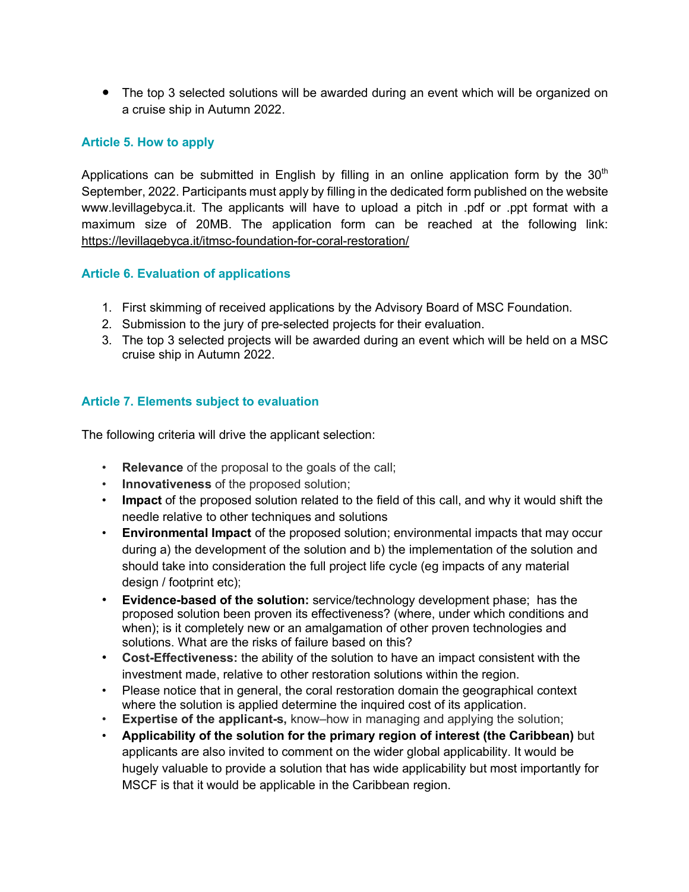- The top 3 selected solutions will be awarded during an event which will be organized on a cruise ship in Autumn 2022.

### Article 5. How to apply

Applications can be submitted in English by filling in an online application form by the 30th September, 2022. Participants must apply by filling in the dedicated form published on the website www.levillagebyca.it. The applicants will have to upload a pitch in .pdf or .ppt format with a maximum size of 20MB. The application form can be reached at the following link: https://levillagebyca.it/itmsc-foundation-for-coral-restoration/

### Article 6. Evaluation of applications

1. First skimming of received applications by the Advisory Board of MSC Foundation.
2. Submission to the jury of pre-selected projects for their evaluation.
3. The top 3 selected projects will be awarded during an event which will be held on a MSC cruise ship in Autumn 2022.

### Article 7. Elements subject to evaluation

The following criteria will drive the applicant selection:

- **Relevance** of the proposal to the goals of the call;
- **Innovativeness** of the proposed solution;
- **Impact** of the proposed solution related to the field of this call, and why it would shift the needle relative to other techniques and solutions
- **Environmental Impact** of the proposed solution; environmental impacts that may occur during a) the development of the solution and b) the implementation of the solution and should take into consideration the full project life cycle (eg impacts of any material design / footprint etc);
- **Evidence-based of the solution:** service/technology development phase; has the proposed solution been proven its effectiveness? (where, under which conditions and when); is it completely new or an amalgamation of other proven technologies and solutions. What are the risks of failure based on this?
- **Cost-Effectiveness:** the ability of the solution to have an impact consistent with the investment made, relative to other restoration solutions within the region.
- Please notice that in general, the coral restoration domain the geographical context where the solution is applied determine the inquired cost of its application.
- **Expertise of the applicant-s,** know–how in managing and applying the solution;
- **Applicability of the solution for the primary region of interest (the Caribbean)** but applicants are also invited to comment on the wider global applicability. It would be hugely valuable to provide a solution that has wide applicability but most importantly for MSCF is that it would be applicable in the Caribbean region.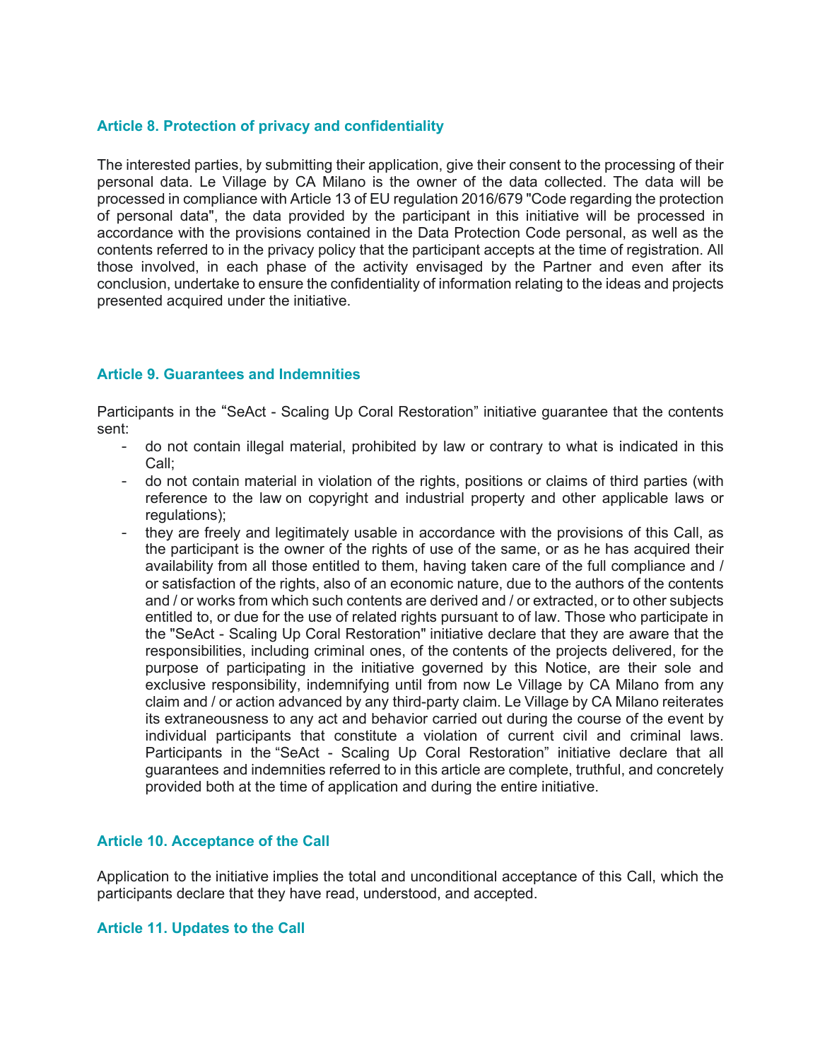### Article 8. Protection of privacy and confidentiality

The interested parties, by submitting their application, give their consent to the processing of their personal data. Le Village by CA Milano is the owner of the data collected. The data will be processed in compliance with Article 13 of EU regulation 2016/679 "Code regarding the protection of personal data", the data provided by the participant in this initiative will be processed in accordance with the provisions contained in the Data Protection Code personal, as well as the contents referred to in the privacy policy that the participant accepts at the time of registration. All those involved, in each phase of the activity envisaged by the Partner and even after its conclusion, undertake to ensure the confidentiality of information relating to the ideas and projects presented acquired under the initiative.

### Article 9. Guarantees and Indemnities

Participants in the "SeAct - Scaling Up Coral Restoration" initiative guarantee that the contents sent:

- do not contain illegal material, prohibited by law or contrary to what is indicated in this Call;
- do not contain material in violation of the rights, positions or claims of third parties (with reference to the law on copyright and industrial property and other applicable laws or regulations);
- they are freely and legitimately usable in accordance with the provisions of this Call, as the participant is the owner of the rights of use of the same, or as he has acquired their availability from all those entitled to them, having taken care of the full compliance and / or satisfaction of the rights, also of an economic nature, due to the authors of the contents and / or works from which such contents are derived and / or extracted, or to other subjects entitled to, or due for the use of related rights pursuant to of law. Those who participate in the "SeAct - Scaling Up Coral Restoration" initiative declare that they are aware that the responsibilities, including criminal ones, of the contents of the projects delivered, for the purpose of participating in the initiative governed by this Notice, are their sole and exclusive responsibility, indemnifying until from now Le Village by CA Milano from any claim and / or action advanced by any third-party claim. Le Village by CA Milano reiterates its extraneousness to any act and behavior carried out during the course of the event by individual participants that constitute a violation of current civil and criminal laws. Participants in the "SeAct - Scaling Up Coral Restoration" initiative declare that all guarantees and indemnities referred to in this article are complete, truthful, and concretely provided both at the time of application and during the entire initiative.

### Article 10. Acceptance of the Call

Application to the initiative implies the total and unconditional acceptance of this Call, which the participants declare that they have read, understood, and accepted.

### Article 11. Updates to the Call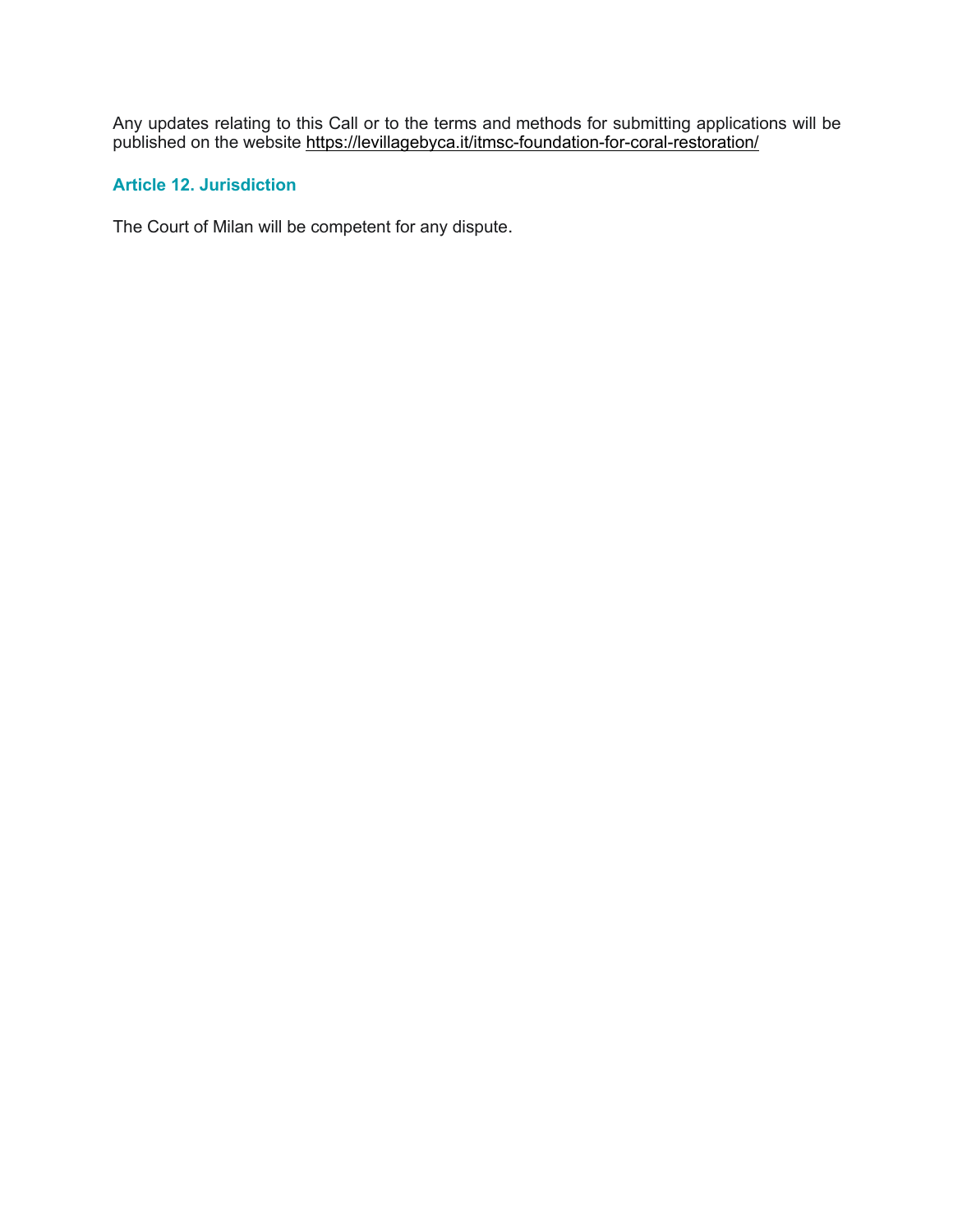Any updates relating to this Call or to the terms and methods for submitting applications will be published on the website https://levillagebyca.it/itmsc-foundation-for-coral-restoration/

### Article 12. Jurisdiction

The Court of Milan will be competent for any dispute.